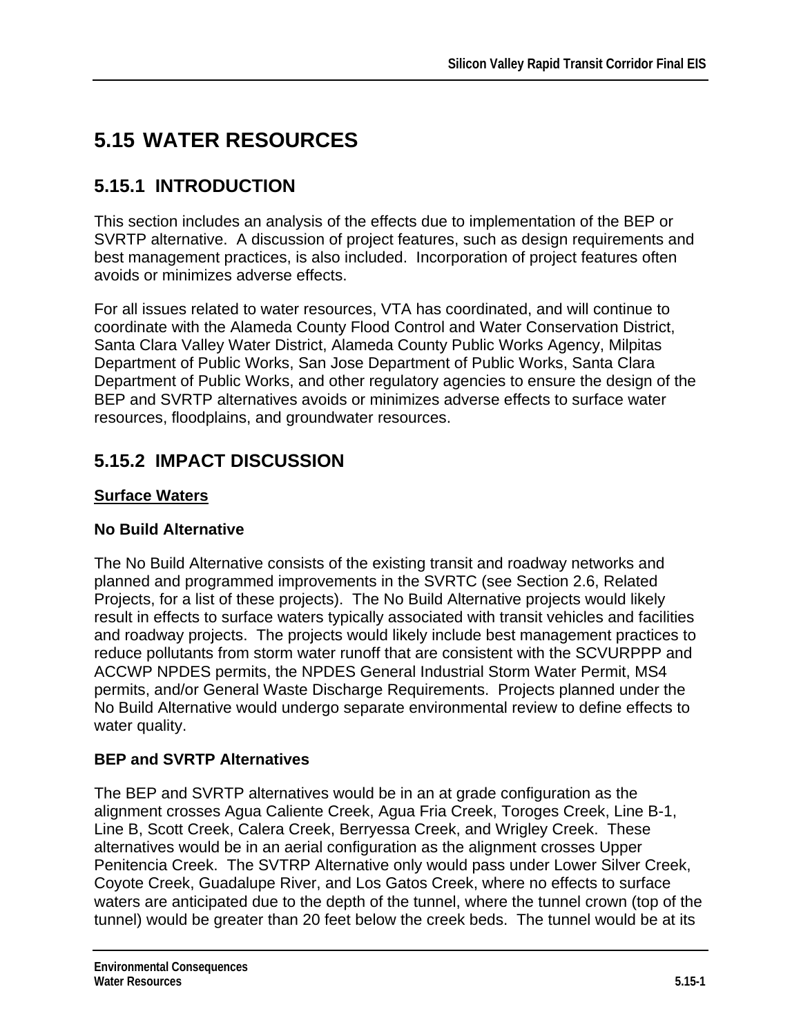# 5.15 WATER RESOURCES

## 5.15.1 INTRODUCTION

This section includes an analysis of the effects due to implementation of the BEP or SVRTP alternative. A discussion of project features, such as design requirements and best management practices, is also included. Incorporation of project features often avoids or minimizes adverse effects.

For all issues related to water resources, VTA has coordinated, and will continue to coordinate with the Alameda County Flood Control and Water Conservation District, Santa Clara Valley Water District, Alameda County Public Works Agency, Milpitas Department of Public Works, San Jose Department of Public Works, Santa Clara Department of Public Works, and other regulatory agencies to ensure the design of the BEP and SVRTP alternatives avoids or minimizes adverse effects to surface water resources, floodplains, and groundwater resources.

## 5.15.2 IMPACT DISCUSSION

**<u>Surface Waters</u>**

### No Build Alternative

The No Build Alternative consists of the existing transit and roadway networks and planned and programmed improvements in the SVRTC (see Section 2.6, Related Projects, for a list of these projects). The No Build Alternative projects would likely result in effects to surface waters typically associated with transit vehicles and facilities and roadway projects. The projects would likely include best management practices to reduce pollutants from storm water runoff that are consistent with the SCVURPPP and ACCWP NPDES permits, the NPDES General Industrial Storm Water Permit, MS4 permits, and/or General Waste Discharge Requirements. Projects planned under the No Build Alternative would undergo separate environmental review to define effects to water quality.

### BEP and SVRTP Alternatives

The BEP and SVRTP alternatives would be in an at grade configuration as the alignment crosses Agua Caliente Creek, Agua Fria Creek, Toroges Creek, Line B-1, Line B, Scott Creek, Calera Creek, Berryessa Creek, and Wrigley Creek. These alternatives would be in an aerial configuration as the alignment crosses Upper Penitencia Creek. The SVTRP Alternative only would pass under Lower Silver Creek, Coyote Creek, Guadalupe River, and Los Gatos Creek, where no effects to surface waters are anticipated due to the depth of the tunnel, where the tunnel crown (top of the tunnel) would be greater than 20 feet below the creek beds. The tunnel would be at its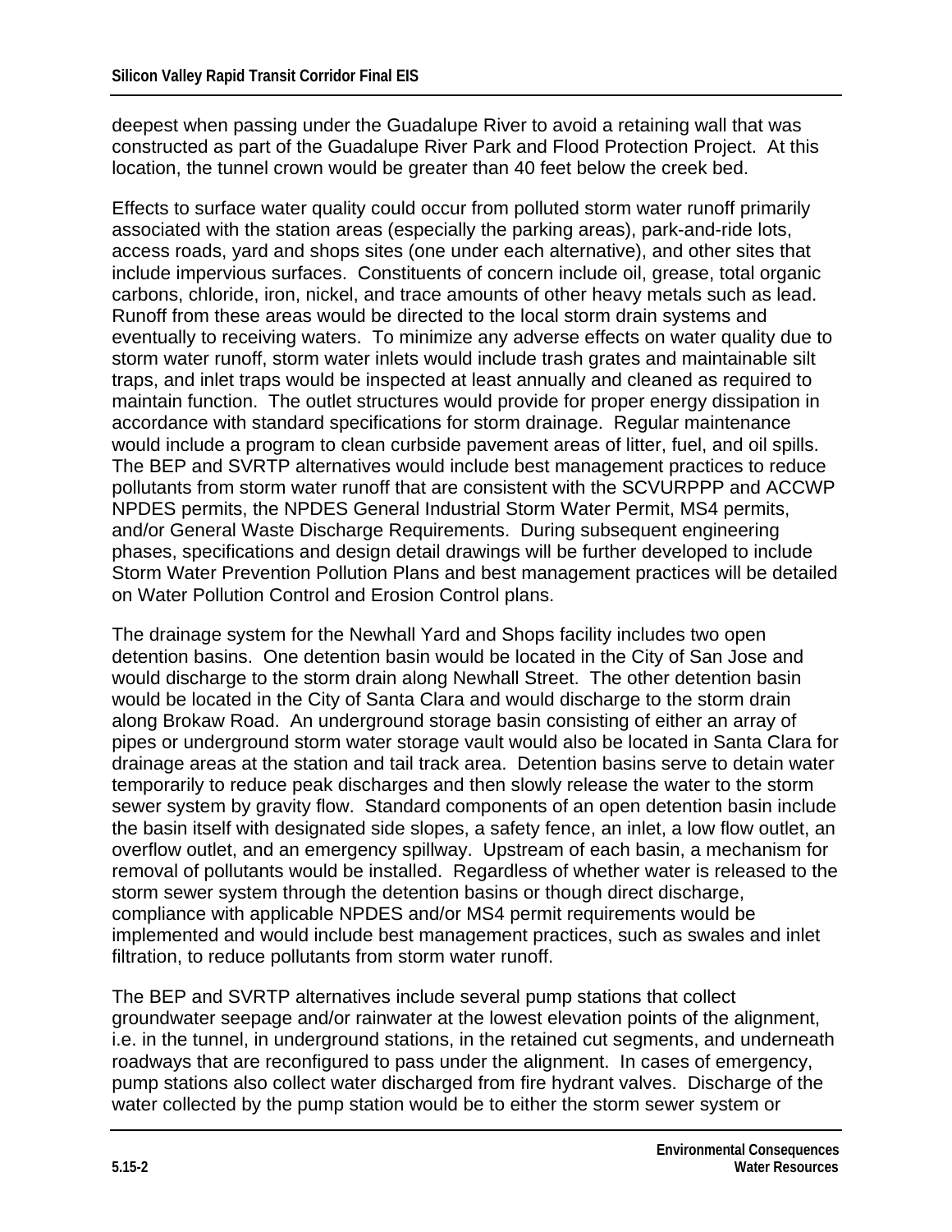deepest when passing under the Guadalupe River to avoid a retaining wall that was constructed as part of the Guadalupe River Park and Flood Protection Project. At this location, the tunnel crown would be greater than 40 feet below the creek bed.

Effects to surface water quality could occur from polluted storm water runoff primarily associated with the station areas (especially the parking areas), park-and-ride lots, access roads, yard and shops sites (one under each alternative), and other sites that include impervious surfaces. Constituents of concern include oil, grease, total organic carbons, chloride, iron, nickel, and trace amounts of other heavy metals such as lead. Runoff from these areas would be directed to the local storm drain systems and eventually to receiving waters. To minimize any adverse effects on water quality due to storm water runoff, storm water inlets would include trash grates and maintainable silt traps, and inlet traps would be inspected at least annually and cleaned as required to maintain function. The outlet structures would provide for proper energy dissipation in accordance with standard specifications for storm drainage. Regular maintenance would include a program to clean curbside pavement areas of litter, fuel, and oil spills. The BEP and SVRTP alternatives would include best management practices to reduce pollutants from storm water runoff that are consistent with the SCVURPPP and ACCWP NPDES permits, the NPDES General Industrial Storm Water Permit, MS4 permits, and/or General Waste Discharge Requirements. During subsequent engineering phases, specifications and design detail drawings will be further developed to include Storm Water Prevention Pollution Plans and best management practices will be detailed on Water Pollution Control and Erosion Control plans.

The drainage system for the Newhall Yard and Shops facility includes two open detention basins. One detention basin would be located in the City of San Jose and would discharge to the storm drain along Newhall Street. The other detention basin would be located in the City of Santa Clara and would discharge to the storm drain along Brokaw Road. An underground storage basin consisting of either an array of pipes or underground storm water storage vault would also be located in Santa Clara for drainage areas at the station and tail track area. Detention basins serve to detain water temporarily to reduce peak discharges and then slowly release the water to the storm sewer system by gravity flow. Standard components of an open detention basin include the basin itself with designated side slopes, a safety fence, an inlet, a low flow outlet, an overflow outlet, and an emergency spillway. Upstream of each basin, a mechanism for removal of pollutants would be installed. Regardless of whether water is released to the storm sewer system through the detention basins or though direct discharge, compliance with applicable NPDES and/or MS4 permit requirements would be implemented and would include best management practices, such as swales and inlet filtration, to reduce pollutants from storm water runoff.

The BEP and SVRTP alternatives include several pump stations that collect groundwater seepage and/or rainwater at the lowest elevation points of the alignment, i.e. in the tunnel, in underground stations, in the retained cut segments, and underneath roadways that are reconfigured to pass under the alignment. In cases of emergency, pump stations also collect water discharged from fire hydrant valves. Discharge of the water collected by the pump station would be to either the storm sewer system or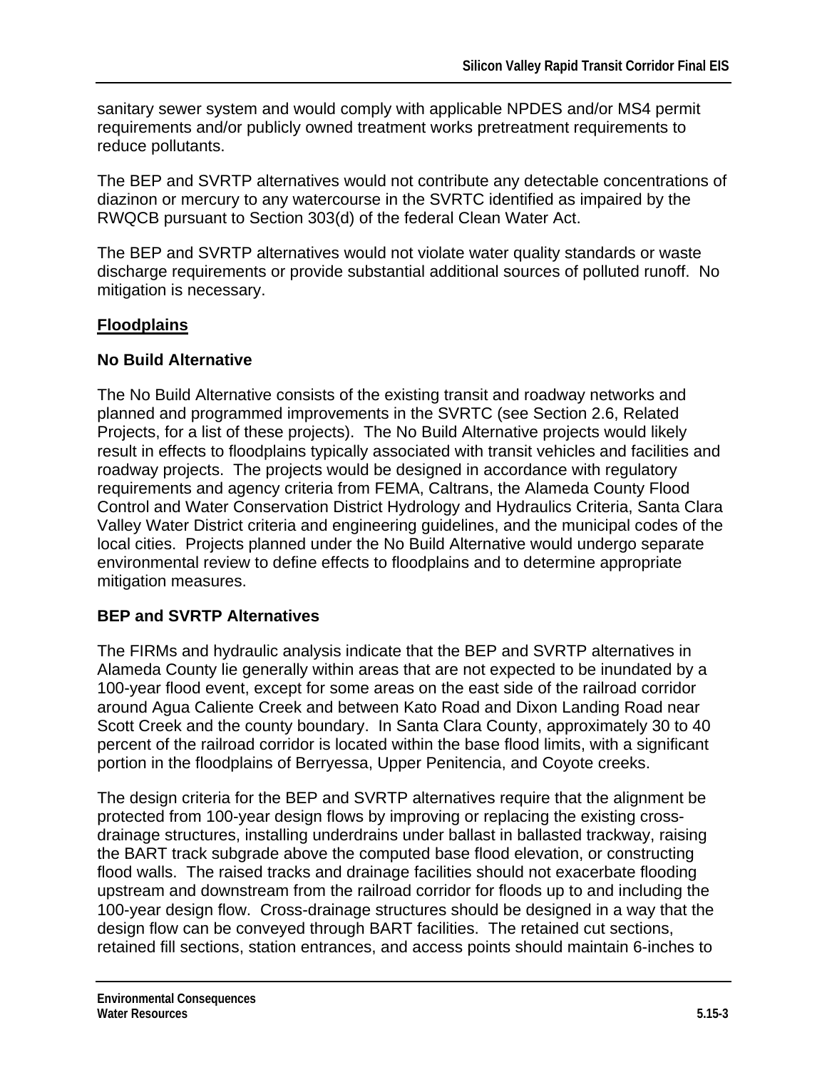sanitary sewer system and would comply with applicable NPDES and/or MS4 permit requirements and/or publicly owned treatment works pretreatment requirements to reduce pollutants.

The BEP and SVRTP alternatives would not contribute any detectable concentrations of diazinon or mercury to any watercourse in the SVRTC identified as impaired by the RWQCB pursuant to Section 303(d) of the federal Clean Water Act.

The BEP and SVRTP alternatives would not violate water quality standards or waste discharge requirements or provide substantial additional sources of polluted runoff. No mitigation is necessary.

## Floodplains

### No Build Alternative

The No Build Alternative consists of the existing transit and roadway networks and planned and programmed improvements in the SVRTC (see Section 2.6, Related Projects, for a list of these projects). The No Build Alternative projects would likely result in effects to floodplains typically associated with transit vehicles and facilities and roadway projects. The projects would be designed in accordance with regulatory requirements and agency criteria from FEMA, Caltrans, the Alameda County Flood Control and Water Conservation District Hydrology and Hydraulics Criteria, Santa Clara Valley Water District criteria and engineering guidelines, and the municipal codes of the local cities. Projects planned under the No Build Alternative would undergo separate environmental review to define effects to floodplains and to determine appropriate mitigation measures.

### BEP and SVRTP Alternatives

The FIRMs and hydraulic analysis indicate that the BEP and SVRTP alternatives in Alameda County lie generally within areas that are not expected to be inundated by a 100-year flood event, except for some areas on the east side of the railroad corridor around Agua Caliente Creek and between Kato Road and Dixon Landing Road near Scott Creek and the county boundary. In Santa Clara County, approximately 30 to 40 percent of the railroad corridor is located within the base flood limits, with a significant portion in the floodplains of Berryessa, Upper Penitencia, and Coyote creeks.

The design criteria for the BEP and SVRTP alternatives require that the alignment be protected from 100-year design flows by improving or replacing the existing cross-drainage structures, installing underdrains under ballast in ballasted trackway, raising the BART track subgrade above the computed base flood elevation, or constructing flood walls. The raised tracks and drainage facilities should not exacerbate flooding upstream and downstream from the railroad corridor for floods up to and including the 100-year design flow. Cross-drainage structures should be designed in a way that the design flow can be conveyed through BART facilities. The retained cut sections, retained fill sections, station entrances, and access points should maintain 6-inches to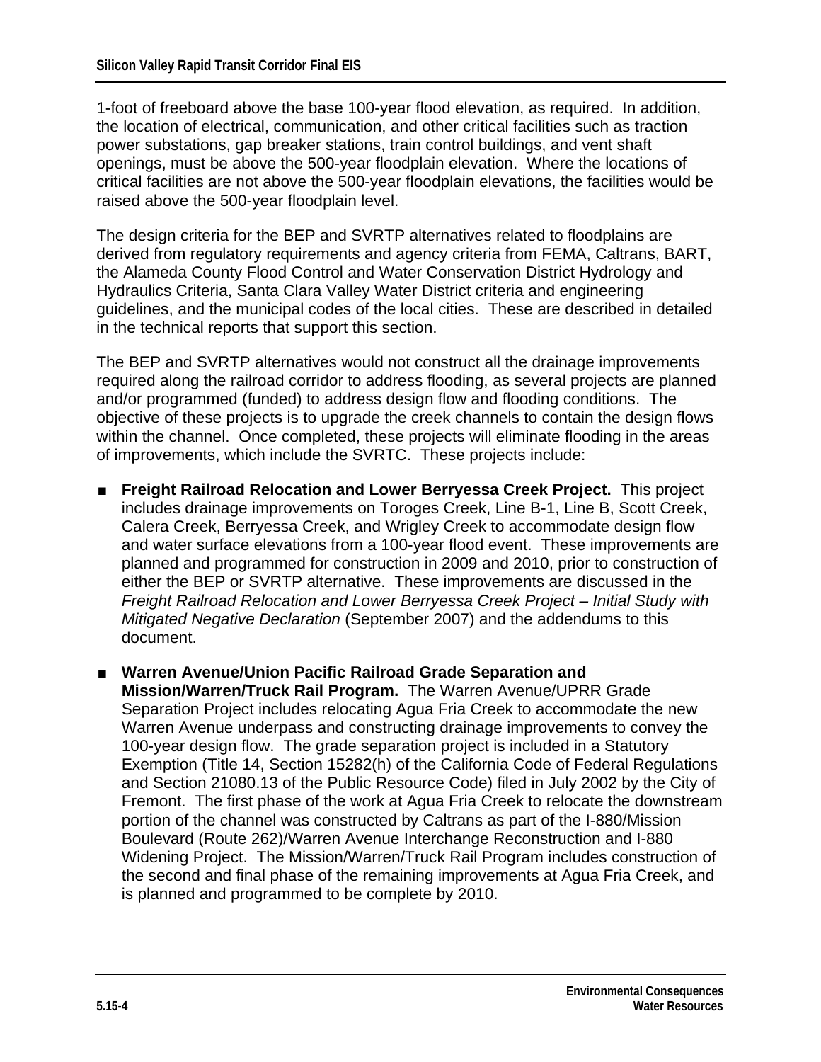1-foot of freeboard above the base 100-year flood elevation, as required. In addition, the location of electrical, communication, and other critical facilities such as traction power substations, gap breaker stations, train control buildings, and vent shaft openings, must be above the 500-year floodplain elevation. Where the locations of critical facilities are not above the 500-year floodplain elevations, the facilities would be raised above the 500-year floodplain level.

The design criteria for the BEP and SVRTP alternatives related to floodplains are derived from regulatory requirements and agency criteria from FEMA, Caltrans, BART, the Alameda County Flood Control and Water Conservation District Hydrology and Hydraulics Criteria, Santa Clara Valley Water District criteria and engineering guidelines, and the municipal codes of the local cities. These are described in detailed in the technical reports that support this section.

The BEP and SVRTP alternatives would not construct all the drainage improvements required along the railroad corridor to address flooding, as several projects are planned and/or programmed (funded) to address design flow and flooding conditions. The objective of these projects is to upgrade the creek channels to contain the design flows within the channel. Once completed, these projects will eliminate flooding in the areas of improvements, which include the SVRTC. These projects include:

- **Freight Railroad Relocation and Lower Berryessa Creek Project.** This project includes drainage improvements on Toroges Creek, Line B-1, Line B, Scott Creek, Calera Creek, Berryessa Creek, and Wrigley Creek to accommodate design flow and water surface elevations from a 100-year flood event. These improvements are planned and programmed for construction in 2009 and 2010, prior to construction of either the BEP or SVRTP alternative. These improvements are discussed in the *Freight Railroad Relocation and Lower Berryessa Creek Project – Initial Study with Mitigated Negative Declaration* (September 2007) and the addendums to this document.
- **Warren Avenue/Union Pacific Railroad Grade Separation and Mission/Warren/Truck Rail Program.** The Warren Avenue/UPRR Grade Separation Project includes relocating Agua Fria Creek to accommodate the new Warren Avenue underpass and constructing drainage improvements to convey the 100-year design flow. The grade separation project is included in a Statutory Exemption (Title 14, Section 15282(h) of the California Code of Federal Regulations and Section 21080.13 of the Public Resource Code) filed in July 2002 by the City of Fremont. The first phase of the work at Agua Fria Creek to relocate the downstream portion of the channel was constructed by Caltrans as part of the I-880/Mission Boulevard (Route 262)/Warren Avenue Interchange Reconstruction and I-880 Widening Project. The Mission/Warren/Truck Rail Program includes construction of the second and final phase of the remaining improvements at Agua Fria Creek, and is planned and programmed to be complete by 2010.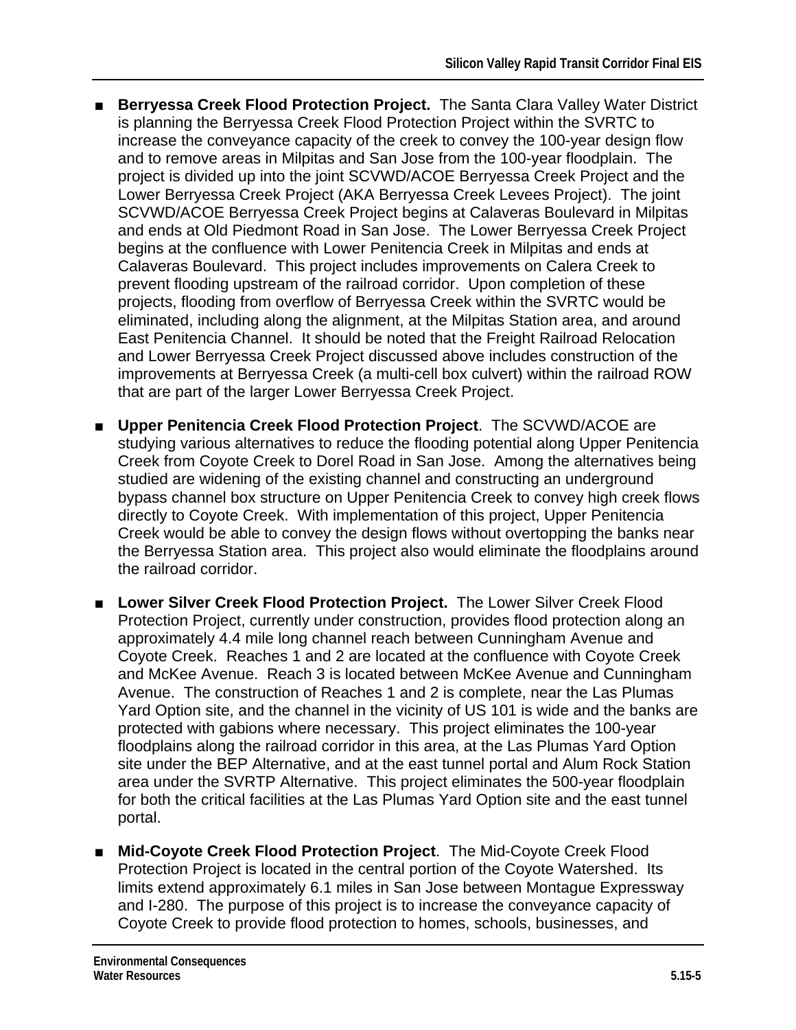- **Berryessa Creek Flood Protection Project.** The Santa Clara Valley Water District is planning the Berryessa Creek Flood Protection Project within the SVRTC to increase the conveyance capacity of the creek to convey the 100-year design flow and to remove areas in Milpitas and San Jose from the 100-year floodplain. The project is divided up into the joint SCVWD/ACOE Berryessa Creek Project and the Lower Berryessa Creek Project (AKA Berryessa Creek Levees Project). The joint SCVWD/ACOE Berryessa Creek Project begins at Calaveras Boulevard in Milpitas and ends at Old Piedmont Road in San Jose. The Lower Berryessa Creek Project begins at the confluence with Lower Penitencia Creek in Milpitas and ends at Calaveras Boulevard. This project includes improvements on Calera Creek to prevent flooding upstream of the railroad corridor. Upon completion of these projects, flooding from overflow of Berryessa Creek within the SVRTC would be eliminated, including along the alignment, at the Milpitas Station area, and around East Penitencia Channel. It should be noted that the Freight Railroad Relocation and Lower Berryessa Creek Project discussed above includes construction of the improvements at Berryessa Creek (a multi-cell box culvert) within the railroad ROW that are part of the larger Lower Berryessa Creek Project.

- **Upper Penitencia Creek Flood Protection Project**. The SCVWD/ACOE are studying various alternatives to reduce the flooding potential along Upper Penitencia Creek from Coyote Creek to Dorel Road in San Jose. Among the alternatives being studied are widening of the existing channel and constructing an underground bypass channel box structure on Upper Penitencia Creek to convey high creek flows directly to Coyote Creek. With implementation of this project, Upper Penitencia Creek would be able to convey the design flows without overtopping the banks near the Berryessa Station area. This project also would eliminate the floodplains around the railroad corridor.

- **Lower Silver Creek Flood Protection Project.** The Lower Silver Creek Flood Protection Project, currently under construction, provides flood protection along an approximately 4.4 mile long channel reach between Cunningham Avenue and Coyote Creek. Reaches 1 and 2 are located at the confluence with Coyote Creek and McKee Avenue. Reach 3 is located between McKee Avenue and Cunningham Avenue. The construction of Reaches 1 and 2 is complete, near the Las Plumas Yard Option site, and the channel in the vicinity of US 101 is wide and the banks are protected with gabions where necessary. This project eliminates the 100-year floodplains along the railroad corridor in this area, at the Las Plumas Yard Option site under the BEP Alternative, and at the east tunnel portal and Alum Rock Station area under the SVRTP Alternative. This project eliminates the 500-year floodplain for both the critical facilities at the Las Plumas Yard Option site and the east tunnel portal.

- **Mid-Coyote Creek Flood Protection Project**. The Mid-Coyote Creek Flood Protection Project is located in the central portion of the Coyote Watershed. Its limits extend approximately 6.1 miles in San Jose between Montague Expressway and I-280. The purpose of this project is to increase the conveyance capacity of Coyote Creek to provide flood protection to homes, schools, businesses, and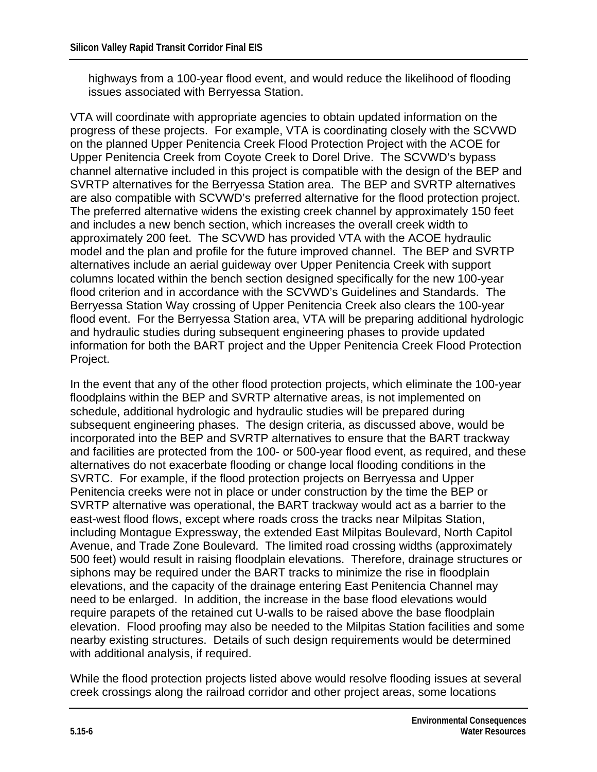highways from a 100-year flood event, and would reduce the likelihood of flooding issues associated with Berryessa Station.

VTA will coordinate with appropriate agencies to obtain updated information on the progress of these projects. For example, VTA is coordinating closely with the SCVWD on the planned Upper Penitencia Creek Flood Protection Project with the ACOE for Upper Penitencia Creek from Coyote Creek to Dorel Drive. The SCVWD's bypass channel alternative included in this project is compatible with the design of the BEP and SVRTP alternatives for the Berryessa Station area. The BEP and SVRTP alternatives are also compatible with SCVWD's preferred alternative for the flood protection project. The preferred alternative widens the existing creek channel by approximately 150 feet and includes a new bench section, which increases the overall creek width to approximately 200 feet. The SCVWD has provided VTA with the ACOE hydraulic model and the plan and profile for the future improved channel. The BEP and SVRTP alternatives include an aerial guideway over Upper Penitencia Creek with support columns located within the bench section designed specifically for the new 100-year flood criterion and in accordance with the SCVWD's Guidelines and Standards. The Berryessa Station Way crossing of Upper Penitencia Creek also clears the 100-year flood event. For the Berryessa Station area, VTA will be preparing additional hydrologic and hydraulic studies during subsequent engineering phases to provide updated information for both the BART project and the Upper Penitencia Creek Flood Protection Project.

In the event that any of the other flood protection projects, which eliminate the 100-year floodplains within the BEP and SVRTP alternative areas, is not implemented on schedule, additional hydrologic and hydraulic studies will be prepared during subsequent engineering phases. The design criteria, as discussed above, would be incorporated into the BEP and SVRTP alternatives to ensure that the BART trackway and facilities are protected from the 100- or 500-year flood event, as required, and these alternatives do not exacerbate flooding or change local flooding conditions in the SVRTC. For example, if the flood protection projects on Berryessa and Upper Penitencia creeks were not in place or under construction by the time the BEP or SVRTP alternative was operational, the BART trackway would act as a barrier to the east-west flood flows, except where roads cross the tracks near Milpitas Station, including Montague Expressway, the extended East Milpitas Boulevard, North Capitol Avenue, and Trade Zone Boulevard. The limited road crossing widths (approximately 500 feet) would result in raising floodplain elevations. Therefore, drainage structures or siphons may be required under the BART tracks to minimize the rise in floodplain elevations, and the capacity of the drainage entering East Penitencia Channel may need to be enlarged. In addition, the increase in the base flood elevations would require parapets of the retained cut U-walls to be raised above the base floodplain elevation. Flood proofing may also be needed to the Milpitas Station facilities and some nearby existing structures. Details of such design requirements would be determined with additional analysis, if required.

While the flood protection projects listed above would resolve flooding issues at several creek crossings along the railroad corridor and other project areas, some locations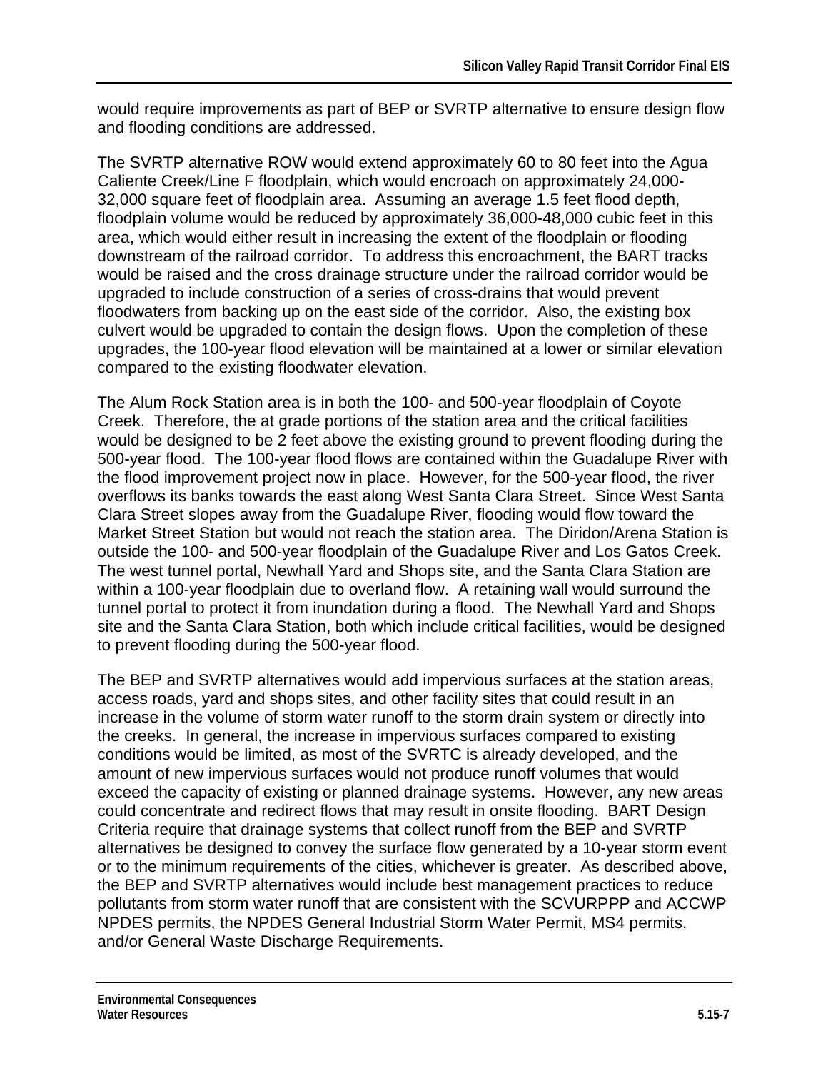would require improvements as part of BEP or SVRTP alternative to ensure design flow and flooding conditions are addressed.

The SVRTP alternative ROW would extend approximately 60 to 80 feet into the Agua Caliente Creek/Line F floodplain, which would encroach on approximately 24,000-32,000 square feet of floodplain area. Assuming an average 1.5 feet flood depth, floodplain volume would be reduced by approximately 36,000-48,000 cubic feet in this area, which would either result in increasing the extent of the floodplain or flooding downstream of the railroad corridor. To address this encroachment, the BART tracks would be raised and the cross drainage structure under the railroad corridor would be upgraded to include construction of a series of cross-drains that would prevent floodwaters from backing up on the east side of the corridor. Also, the existing box culvert would be upgraded to contain the design flows. Upon the completion of these upgrades, the 100-year flood elevation will be maintained at a lower or similar elevation compared to the existing floodwater elevation.

The Alum Rock Station area is in both the 100- and 500-year floodplain of Coyote Creek. Therefore, the at grade portions of the station area and the critical facilities would be designed to be 2 feet above the existing ground to prevent flooding during the 500-year flood. The 100-year flood flows are contained within the Guadalupe River with the flood improvement project now in place. However, for the 500-year flood, the river overflows its banks towards the east along West Santa Clara Street. Since West Santa Clara Street slopes away from the Guadalupe River, flooding would flow toward the Market Street Station but would not reach the station area. The Diridon/Arena Station is outside the 100- and 500-year floodplain of the Guadalupe River and Los Gatos Creek. The west tunnel portal, Newhall Yard and Shops site, and the Santa Clara Station are within a 100-year floodplain due to overland flow. A retaining wall would surround the tunnel portal to protect it from inundation during a flood. The Newhall Yard and Shops site and the Santa Clara Station, both which include critical facilities, would be designed to prevent flooding during the 500-year flood.

The BEP and SVRTP alternatives would add impervious surfaces at the station areas, access roads, yard and shops sites, and other facility sites that could result in an increase in the volume of storm water runoff to the storm drain system or directly into the creeks. In general, the increase in impervious surfaces compared to existing conditions would be limited, as most of the SVRTC is already developed, and the amount of new impervious surfaces would not produce runoff volumes that would exceed the capacity of existing or planned drainage systems. However, any new areas could concentrate and redirect flows that may result in onsite flooding. BART Design Criteria require that drainage systems that collect runoff from the BEP and SVRTP alternatives be designed to convey the surface flow generated by a 10-year storm event or to the minimum requirements of the cities, whichever is greater. As described above, the BEP and SVRTP alternatives would include best management practices to reduce pollutants from storm water runoff that are consistent with the SCVURPPP and ACCWP NPDES permits, the NPDES General Industrial Storm Water Permit, MS4 permits, and/or General Waste Discharge Requirements.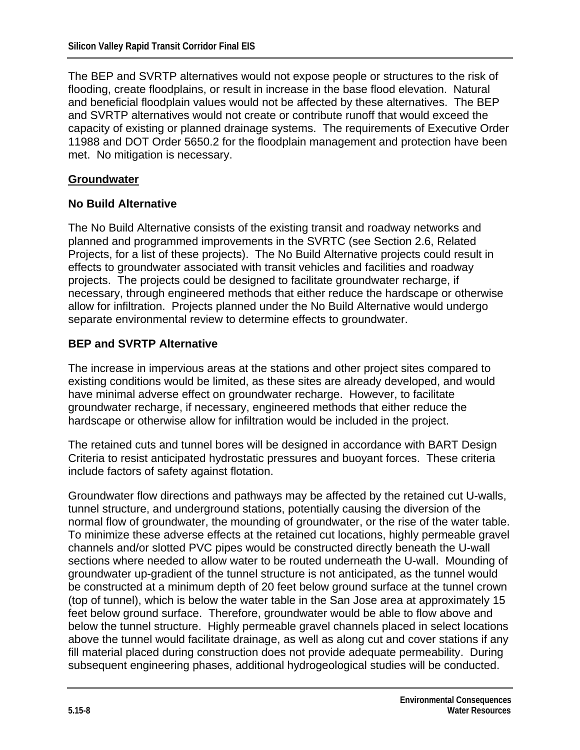The BEP and SVRTP alternatives would not expose people or structures to the risk of flooding, create floodplains, or result in increase in the base flood elevation. Natural and beneficial floodplain values would not be affected by these alternatives. The BEP and SVRTP alternatives would not create or contribute runoff that would exceed the capacity of existing or planned drainage systems. The requirements of Executive Order 11988 and DOT Order 5650.2 for the floodplain management and protection have been met. No mitigation is necessary.

## Groundwater

### No Build Alternative

The No Build Alternative consists of the existing transit and roadway networks and planned and programmed improvements in the SVRTC (see Section 2.6, Related Projects, for a list of these projects). The No Build Alternative projects could result in effects to groundwater associated with transit vehicles and facilities and roadway projects. The projects could be designed to facilitate groundwater recharge, if necessary, through engineered methods that either reduce the hardscape or otherwise allow for infiltration. Projects planned under the No Build Alternative would undergo separate environmental review to determine effects to groundwater.

### BEP and SVRTP Alternative

The increase in impervious areas at the stations and other project sites compared to existing conditions would be limited, as these sites are already developed, and would have minimal adverse effect on groundwater recharge. However, to facilitate groundwater recharge, if necessary, engineered methods that either reduce the hardscape or otherwise allow for infiltration would be included in the project.

The retained cuts and tunnel bores will be designed in accordance with BART Design Criteria to resist anticipated hydrostatic pressures and buoyant forces. These criteria include factors of safety against flotation.

Groundwater flow directions and pathways may be affected by the retained cut U-walls, tunnel structure, and underground stations, potentially causing the diversion of the normal flow of groundwater, the mounding of groundwater, or the rise of the water table. To minimize these adverse effects at the retained cut locations, highly permeable gravel channels and/or slotted PVC pipes would be constructed directly beneath the U-wall sections where needed to allow water to be routed underneath the U-wall. Mounding of groundwater up-gradient of the tunnel structure is not anticipated, as the tunnel would be constructed at a minimum depth of 20 feet below ground surface at the tunnel crown (top of tunnel), which is below the water table in the San Jose area at approximately 15 feet below ground surface. Therefore, groundwater would be able to flow above and below the tunnel structure. Highly permeable gravel channels placed in select locations above the tunnel would facilitate drainage, as well as along cut and cover stations if any fill material placed during construction does not provide adequate permeability. During subsequent engineering phases, additional hydrogeological studies will be conducted.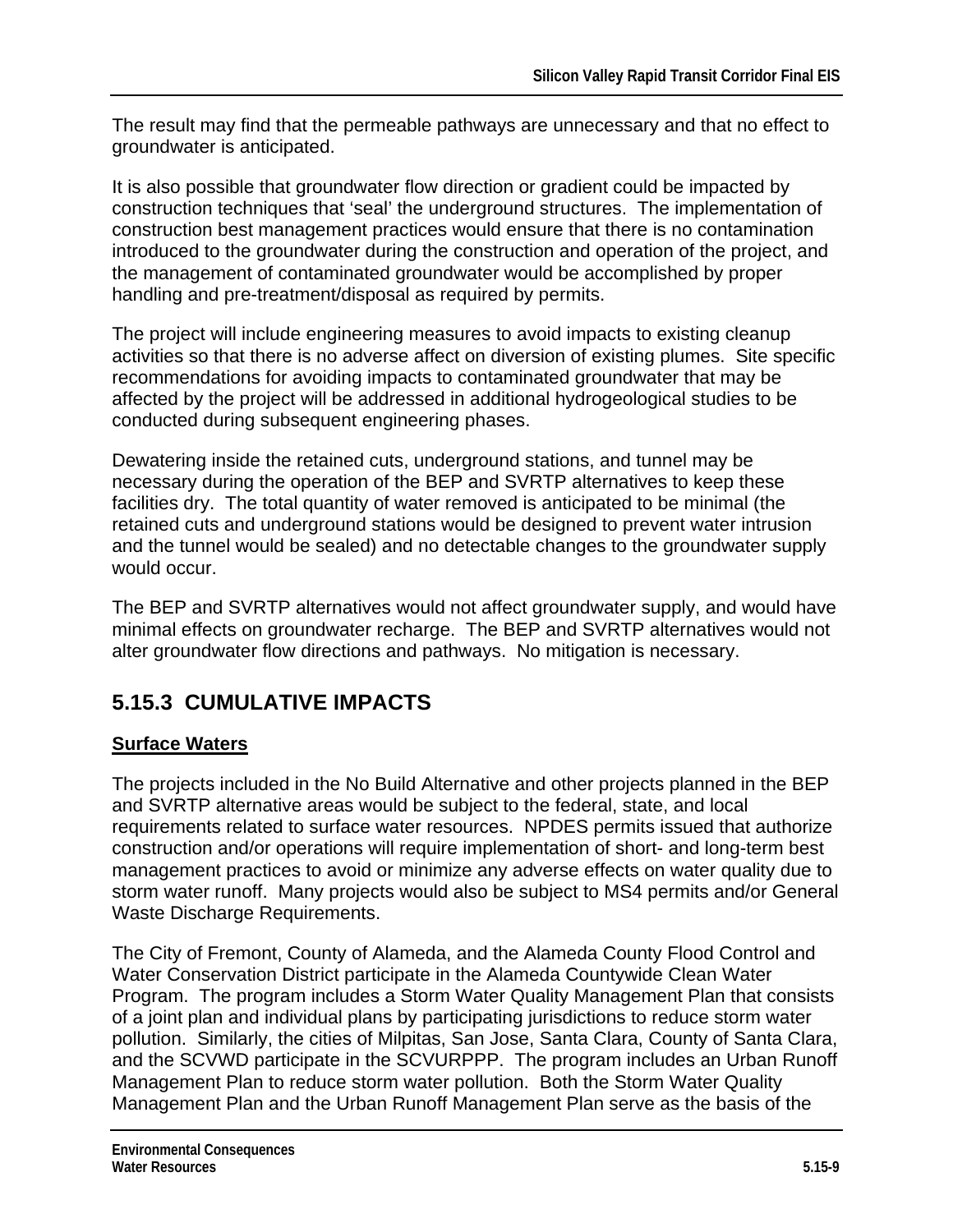The result may find that the permeable pathways are unnecessary and that no effect to groundwater is anticipated.

It is also possible that groundwater flow direction or gradient could be impacted by construction techniques that 'seal' the underground structures. The implementation of construction best management practices would ensure that there is no contamination introduced to the groundwater during the construction and operation of the project, and the management of contaminated groundwater would be accomplished by proper handling and pre-treatment/disposal as required by permits.

The project will include engineering measures to avoid impacts to existing cleanup activities so that there is no adverse affect on diversion of existing plumes. Site specific recommendations for avoiding impacts to contaminated groundwater that may be affected by the project will be addressed in additional hydrogeological studies to be conducted during subsequent engineering phases.

Dewatering inside the retained cuts, underground stations, and tunnel may be necessary during the operation of the BEP and SVRTP alternatives to keep these facilities dry. The total quantity of water removed is anticipated to be minimal (the retained cuts and underground stations would be designed to prevent water intrusion and the tunnel would be sealed) and no detectable changes to the groundwater supply would occur.

The BEP and SVRTP alternatives would not affect groundwater supply, and would have minimal effects on groundwater recharge. The BEP and SVRTP alternatives would not alter groundwater flow directions and pathways. No mitigation is necessary.

## 5.15.3 CUMULATIVE IMPACTS

**Surface Waters**

The projects included in the No Build Alternative and other projects planned in the BEP and SVRTP alternative areas would be subject to the federal, state, and local requirements related to surface water resources. NPDES permits issued that authorize construction and/or operations will require implementation of short- and long-term best management practices to avoid or minimize any adverse effects on water quality due to storm water runoff. Many projects would also be subject to MS4 permits and/or General Waste Discharge Requirements.

The City of Fremont, County of Alameda, and the Alameda County Flood Control and Water Conservation District participate in the Alameda Countywide Clean Water Program. The program includes a Storm Water Quality Management Plan that consists of a joint plan and individual plans by participating jurisdictions to reduce storm water pollution. Similarly, the cities of Milpitas, San Jose, Santa Clara, County of Santa Clara, and the SCVWD participate in the SCVURPPP. The program includes an Urban Runoff Management Plan to reduce storm water pollution. Both the Storm Water Quality Management Plan and the Urban Runoff Management Plan serve as the basis of the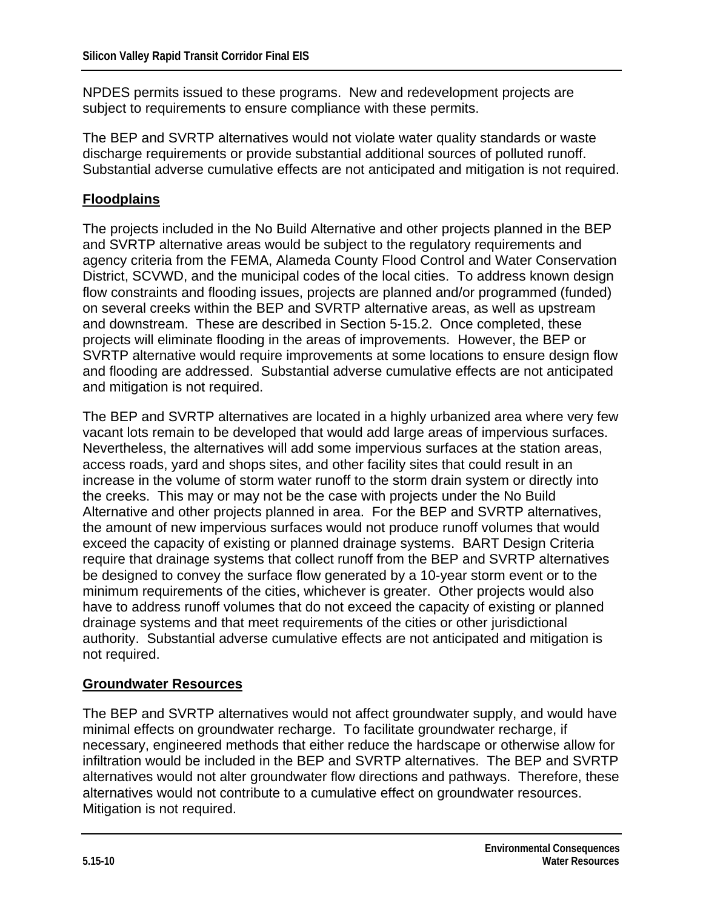NPDES permits issued to these programs. New and redevelopment projects are subject to requirements to ensure compliance with these permits.

The BEP and SVRTP alternatives would not violate water quality standards or waste discharge requirements or provide substantial additional sources of polluted runoff. Substantial adverse cumulative effects are not anticipated and mitigation is not required.

## Floodplains

The projects included in the No Build Alternative and other projects planned in the BEP and SVRTP alternative areas would be subject to the regulatory requirements and agency criteria from the FEMA, Alameda County Flood Control and Water Conservation District, SCVWD, and the municipal codes of the local cities. To address known design flow constraints and flooding issues, projects are planned and/or programmed (funded) on several creeks within the BEP and SVRTP alternative areas, as well as upstream and downstream. These are described in Section 5-15.2. Once completed, these projects will eliminate flooding in the areas of improvements. However, the BEP or SVRTP alternative would require improvements at some locations to ensure design flow and flooding are addressed. Substantial adverse cumulative effects are not anticipated and mitigation is not required.

The BEP and SVRTP alternatives are located in a highly urbanized area where very few vacant lots remain to be developed that would add large areas of impervious surfaces. Nevertheless, the alternatives will add some impervious surfaces at the station areas, access roads, yard and shops sites, and other facility sites that could result in an increase in the volume of storm water runoff to the storm drain system or directly into the creeks. This may or may not be the case with projects under the No Build Alternative and other projects planned in area. For the BEP and SVRTP alternatives, the amount of new impervious surfaces would not produce runoff volumes that would exceed the capacity of existing or planned drainage systems. BART Design Criteria require that drainage systems that collect runoff from the BEP and SVRTP alternatives be designed to convey the surface flow generated by a 10-year storm event or to the minimum requirements of the cities, whichever is greater. Other projects would also have to address runoff volumes that do not exceed the capacity of existing or planned drainage systems and that meet requirements of the cities or other jurisdictional authority. Substantial adverse cumulative effects are not anticipated and mitigation is not required.

## Groundwater Resources

The BEP and SVRTP alternatives would not affect groundwater supply, and would have minimal effects on groundwater recharge. To facilitate groundwater recharge, if necessary, engineered methods that either reduce the hardscape or otherwise allow for infiltration would be included in the BEP and SVRTP alternatives. The BEP and SVRTP alternatives would not alter groundwater flow directions and pathways. Therefore, these alternatives would not contribute to a cumulative effect on groundwater resources. Mitigation is not required.